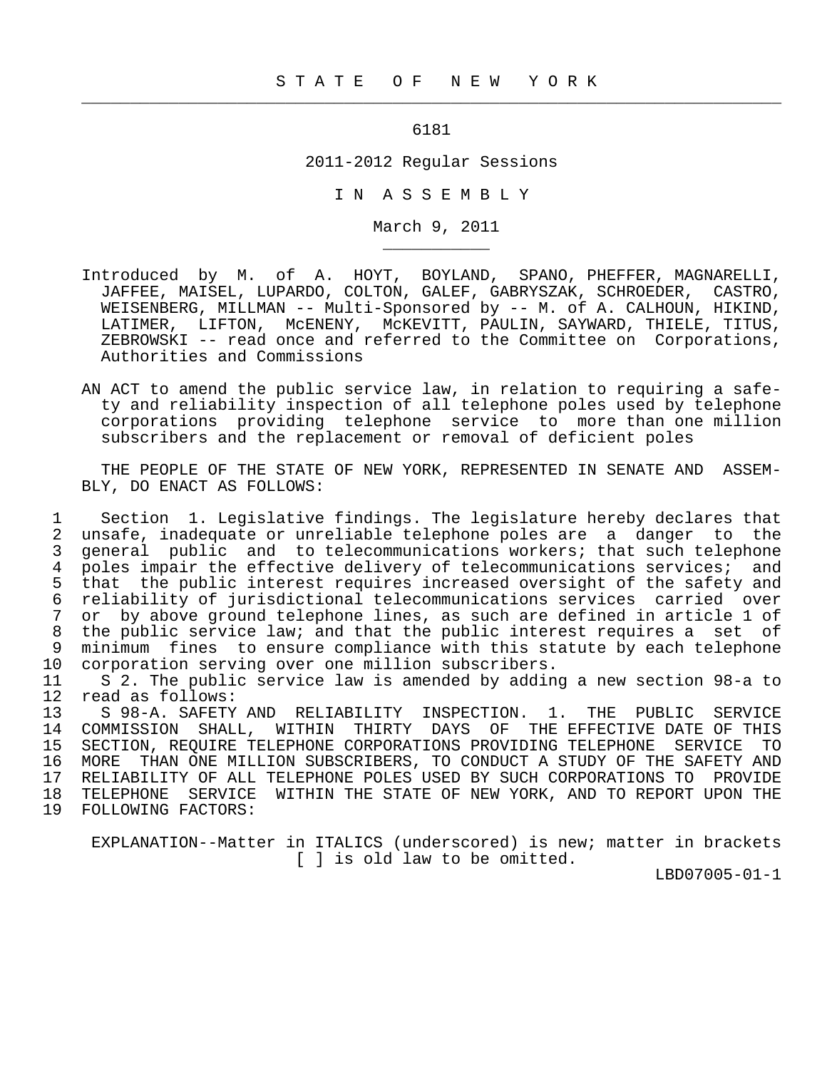S T A T E   O F   N E W   Y O R K

6181

2011-2012 Regular Sessions

I N   A S S E M B L Y

March 9, 2011

Introduced by M. of A. HOYT, BOYLAND, SPANO, PHEFFER, MAGNARELLI, JAFFEE, MAISEL, LUPARDO, COLTON, GALEF, GABRYSZAK, SCHROEDER, CASTRO, WEISENBERG, MILLMAN -- Multi-Sponsored by -- M. of A. CALHOUN, HIKIND, LATIMER, LIFTON, McENENY, McKEVITT, PAULIN, SAYWARD, THIELE, TITUS, ZEBROWSKI -- read once and referred to the Committee on Corporations, Authorities and Commissions

AN ACT to amend the public service law, in relation to requiring a safety and reliability inspection of all telephone poles used by telephone corporations providing telephone service to more than one million subscribers and the replacement or removal of deficient poles

THE PEOPLE OF THE STATE OF NEW YORK, REPRESENTED IN SENATE AND ASSEMBLY, DO ENACT AS FOLLOWS:

1 Section 1. Legislative findings. The legislature hereby declares that
2 unsafe, inadequate or unreliable telephone poles are a danger to the
3 general public and to telecommunications workers; that such telephone
4 poles impair the effective delivery of telecommunications services; and
5 that the public interest requires increased oversight of the safety and
6 reliability of jurisdictional telecommunications services carried over
7 or by above ground telephone lines, as such are defined in article 1 of
8 the public service law; and that the public interest requires a set of
9 minimum fines to ensure compliance with this statute by each telephone
10 corporation serving over one million subscribers.
11 S 2. The public service law is amended by adding a new section 98-a to
12 read as follows:
13 S 98-A. SAFETY AND RELIABILITY INSPECTION. 1. THE PUBLIC SERVICE
14 COMMISSION SHALL, WITHIN THIRTY DAYS OF THE EFFECTIVE DATE OF THIS
15 SECTION, REQUIRE TELEPHONE CORPORATIONS PROVIDING TELEPHONE SERVICE TO
16 MORE THAN ONE MILLION SUBSCRIBERS, TO CONDUCT A STUDY OF THE SAFETY AND
17 RELIABILITY OF ALL TELEPHONE POLES USED BY SUCH CORPORATIONS TO PROVIDE
18 TELEPHONE SERVICE WITHIN THE STATE OF NEW YORK, AND TO REPORT UPON THE
19 FOLLOWING FACTORS:

EXPLANATION--Matter in ITALICS (underscored) is new; matter in brackets
[ ] is old law to be omitted.

LBD07005-01-1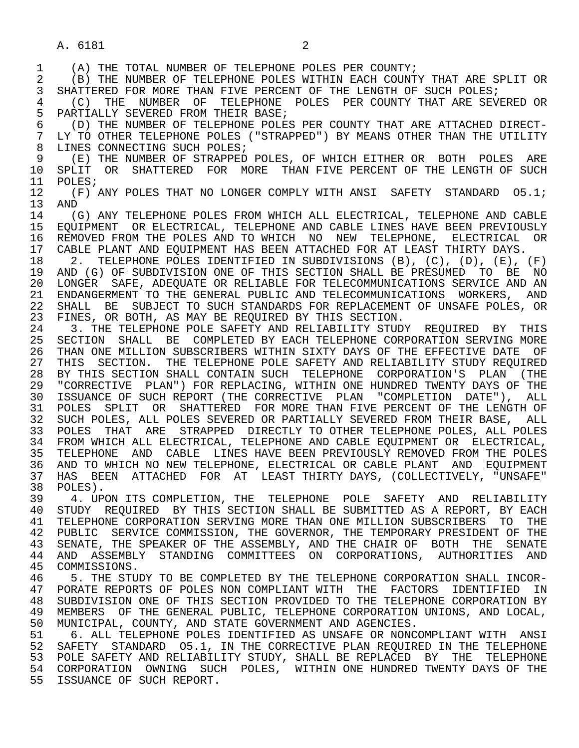(A) THE TOTAL NUMBER OF TELEPHONE POLES PER COUNTY;

(B) THE NUMBER OF TELEPHONE POLES WITHIN EACH COUNTY THAT ARE SPLIT OR SHATTERED FOR MORE THAN FIVE PERCENT OF THE LENGTH OF SUCH POLES;

(C) THE NUMBER OF TELEPHONE POLES PER COUNTY THAT ARE SEVERED OR PARTIALLY SEVERED FROM THEIR BASE;

(D) THE NUMBER OF TELEPHONE POLES PER COUNTY THAT ARE ATTACHED DIRECTLY TO OTHER TELEPHONE POLES ("STRAPPED") BY MEANS OTHER THAN THE UTILITY LINES CONNECTING SUCH POLES;

(E) THE NUMBER OF STRAPPED POLES, OF WHICH EITHER OR BOTH POLES ARE SPLIT OR SHATTERED FOR MORE THAN FIVE PERCENT OF THE LENGTH OF SUCH POLES;

(F) ANY POLES THAT NO LONGER COMPLY WITH ANSI SAFETY STANDARD O5.1; AND

(G) ANY TELEPHONE POLES FROM WHICH ALL ELECTRICAL, TELEPHONE AND CABLE EQUIPMENT OR ELECTRICAL, TELEPHONE AND CABLE LINES HAVE BEEN PREVIOUSLY REMOVED FROM THE POLES AND TO WHICH NO NEW TELEPHONE, ELECTRICAL OR CABLE PLANT AND EQUIPMENT HAS BEEN ATTACHED FOR AT LEAST THIRTY DAYS.

2. TELEPHONE POLES IDENTIFIED IN SUBDIVISIONS (B), (C), (D), (E), (F) AND (G) OF SUBDIVISION ONE OF THIS SECTION SHALL BE PRESUMED TO BE NO LONGER SAFE, ADEQUATE OR RELIABLE FOR TELECOMMUNICATIONS SERVICE AND AN ENDANGERMENT TO THE GENERAL PUBLIC AND TELECOMMUNICATIONS WORKERS, AND SHALL BE SUBJECT TO SUCH STANDARDS FOR REPLACEMENT OF UNSAFE POLES, OR FINES, OR BOTH, AS MAY BE REQUIRED BY THIS SECTION.

3. THE TELEPHONE POLE SAFETY AND RELIABILITY STUDY REQUIRED BY THIS SECTION SHALL BE COMPLETED BY EACH TELEPHONE CORPORATION SERVING MORE THAN ONE MILLION SUBSCRIBERS WITHIN SIXTY DAYS OF THE EFFECTIVE DATE OF THIS SECTION. THE TELEPHONE POLE SAFETY AND RELIABILITY STUDY REQUIRED BY THIS SECTION SHALL CONTAIN SUCH TELEPHONE CORPORATION'S PLAN (THE "CORRECTIVE PLAN") FOR REPLACING, WITHIN ONE HUNDRED TWENTY DAYS OF THE ISSUANCE OF SUCH REPORT (THE CORRECTIVE PLAN "COMPLETION DATE"), ALL POLES SPLIT OR SHATTERED FOR MORE THAN FIVE PERCENT OF THE LENGTH OF SUCH POLES, ALL POLES SEVERED OR PARTIALLY SEVERED FROM THEIR BASE, ALL POLES THAT ARE STRAPPED DIRECTLY TO OTHER TELEPHONE POLES, ALL POLES FROM WHICH ALL ELECTRICAL, TELEPHONE AND CABLE EQUIPMENT OR ELECTRICAL, TELEPHONE AND CABLE LINES HAVE BEEN PREVIOUSLY REMOVED FROM THE POLES AND TO WHICH NO NEW TELEPHONE, ELECTRICAL OR CABLE PLANT AND EQUIPMENT HAS BEEN ATTACHED FOR AT LEAST THIRTY DAYS, (COLLECTIVELY, "UNSAFE" POLES).

4. UPON ITS COMPLETION, THE TELEPHONE POLE SAFETY AND RELIABILITY STUDY REQUIRED BY THIS SECTION SHALL BE SUBMITTED AS A REPORT, BY EACH TELEPHONE CORPORATION SERVING MORE THAN ONE MILLION SUBSCRIBERS TO THE PUBLIC SERVICE COMMISSION, THE GOVERNOR, THE TEMPORARY PRESIDENT OF THE SENATE, THE SPEAKER OF THE ASSEMBLY, AND THE CHAIR OF BOTH THE SENATE AND ASSEMBLY STANDING COMMITTEES ON CORPORATIONS, AUTHORITIES AND COMMISSIONS.

5. THE STUDY TO BE COMPLETED BY THE TELEPHONE CORPORATION SHALL INCORPORATE REPORTS OF POLES NON COMPLIANT WITH THE FACTORS IDENTIFIED IN SUBDIVISION ONE OF THIS SECTION PROVIDED TO THE TELEPHONE CORPORATION BY MEMBERS OF THE GENERAL PUBLIC, TELEPHONE CORPORATION UNIONS, AND LOCAL, MUNICIPAL, COUNTY, AND STATE GOVERNMENT AND AGENCIES.

6. ALL TELEPHONE POLES IDENTIFIED AS UNSAFE OR NONCOMPLIANT WITH ANSI SAFETY STANDARD O5.1, IN THE CORRECTIVE PLAN REQUIRED IN THE TELEPHONE POLE SAFETY AND RELIABILITY STUDY, SHALL BE REPLACED BY THE TELEPHONE CORPORATION OWNING SUCH POLES, WITHIN ONE HUNDRED TWENTY DAYS OF THE ISSUANCE OF SUCH REPORT.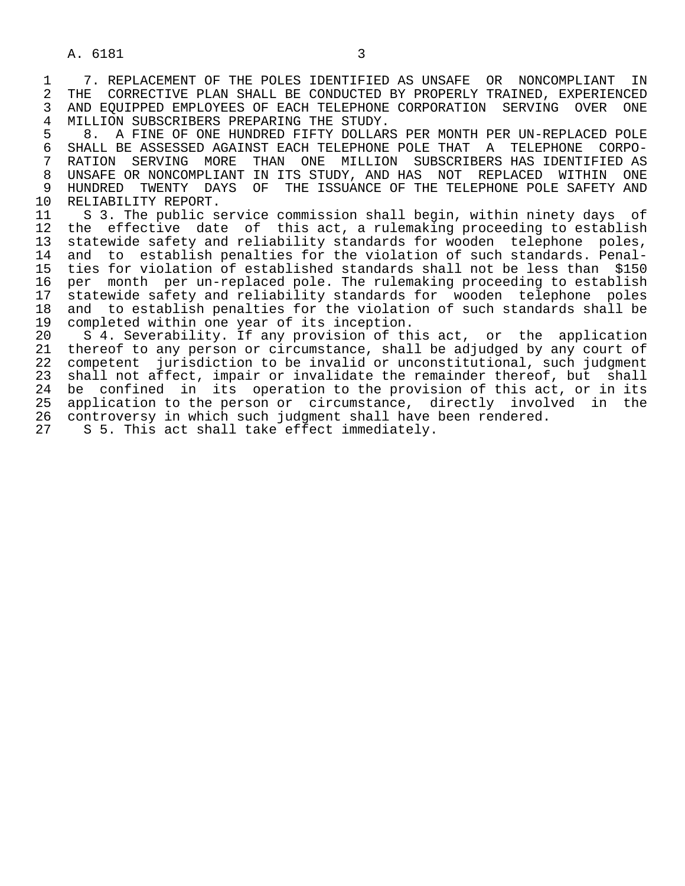7. REPLACEMENT OF THE POLES IDENTIFIED AS UNSAFE OR NONCOMPLIANT IN THE CORRECTIVE PLAN SHALL BE CONDUCTED BY PROPERLY TRAINED, EXPERIENCED AND EQUIPPED EMPLOYEES OF EACH TELEPHONE CORPORATION SERVING OVER ONE MILLION SUBSCRIBERS PREPARING THE STUDY.

8. A FINE OF ONE HUNDRED FIFTY DOLLARS PER MONTH PER UN-REPLACED POLE SHALL BE ASSESSED AGAINST EACH TELEPHONE POLE THAT A TELEPHONE CORPORATION SERVING MORE THAN ONE MILLION SUBSCRIBERS HAS IDENTIFIED AS UNSAFE OR NONCOMPLIANT IN ITS STUDY, AND HAS NOT REPLACED WITHIN ONE HUNDRED TWENTY DAYS OF THE ISSUANCE OF THE TELEPHONE POLE SAFETY AND RELIABILITY REPORT.

S 3. The public service commission shall begin, within ninety days of the effective date of this act, a rulemaking proceeding to establish statewide safety and reliability standards for wooden telephone poles, and to establish penalties for the violation of such standards. Penalties for violation of established standards shall not be less than $150 per month per un-replaced pole. The rulemaking proceeding to establish statewide safety and reliability standards for wooden telephone poles and to establish penalties for the violation of such standards shall be completed within one year of its inception.

S 4. Severability. If any provision of this act, or the application thereof to any person or circumstance, shall be adjudged by any court of competent jurisdiction to be invalid or unconstitutional, such judgment shall not affect, impair or invalidate the remainder thereof, but shall be confined in its operation to the provision of this act, or in its application to the person or circumstance, directly involved in the controversy in which such judgment shall have been rendered.

S 5. This act shall take effect immediately.